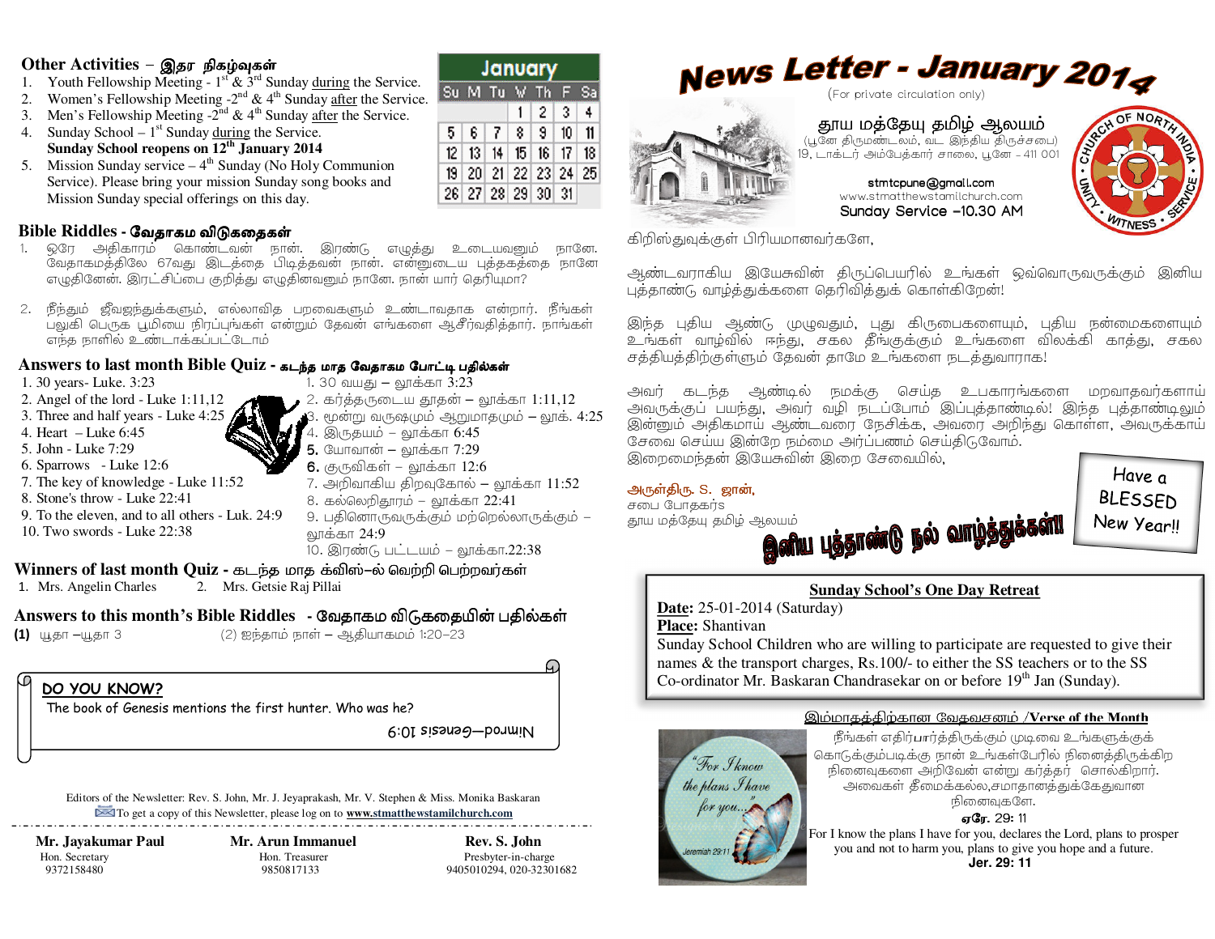# News Letter - January 2014

(For private circulation only)

## தூய மத்தேயு தமிழ் ஆலயம்

(பூனே திருமண்டலம், வட இந்திய திருச்சபை)
19, டாக்டர் அம்பேத்கார் சாலை, பூனே – 411 001

stmtcpune@gmail.com
www.stmatthewstamilchurch.com
Sunday Service –10.30 AM

CHURCH OF NORTH INDIA · UNITY · WITNESS · SERVICE

கிறிஸ்துவுக்குள் பிரியமானவர்களே,

ஆண்டவராகிய இயேசுவின் திருப்பெயரில் உங்கள் ஒவ்வொருவருக்கும் இனிய புத்தாண்டு வாழ்த்துக்களை தெரிவித்துக் கொள்கிறேன்!

இந்த புதிய ஆண்டு முழுவதும், புது கிருபைகளையும், புதிய நன்மைகளையும் உங்கள் வாழ்வில் ஈந்து, சகல தீங்குக்கும் உங்களை விலக்கி காத்து, சகல சத்தியத்திற்குள்ளும் தேவன் தாமே உங்களை நடத்துவாராக!

அவர் கடந்த ஆண்டில் நமக்கு செய்த உபகாரங்களை மறவாதவர்களாய் அவருக்குப் பயந்து, அவர் வழி நடப்போம் இப்புத்தாண்டில்! இந்த புத்தாண்டிலும் இன்னும் அதிகமாய் ஆண்டவரை நேசிக்க, அவரை அறிந்து கொள்ள, அவருக்காய் சேவை செய்ய இன்றே நம்மை அர்ப்பணம் செய்திடுவோம்.
இறைமைந்தன் இயேசுவின் இறை சேவையில்,

அருள்திரு. S. ஜான்,
சபை போதகர்s
தூய மத்தேயு தமிழ் ஆலயம்

Have a BLESSED New Year!!

இனிய புத்தாண்டு நல் வாழ்த்துக்கள்!!

## Other Activities – இதர நிகழ்வுகள்

1. Youth Fellowship Meeting - 1st & 3rd Sunday during the Service.
2. Women's Fellowship Meeting -2nd & 4th Sunday after the Service.
3. Men's Fellowship Meeting -2nd & 4th Sunday after the Service.
4. Sunday School – 1st Sunday during the Service.
   **Sunday School reopens on 12th January 2014**
5. Mission Sunday service – 4th Sunday (No Holy Communion Service). Please bring your mission Sunday song books and Mission Sunday special offerings on this day.

**January**

| Su | M | Tu | W | Th | F | Sa |
|---|---|---|---|---|---|---|
| | | | 1 | 2 | 3 | 4 |
| 5 | 6 | 7 | 8 | 9 | 10 | 11 |
| 12 | 13 | 14 | 15 | 16 | 17 | 18 |
| 19 | 20 | 21 | 22 | 23 | 24 | 25 |
| 26 | 27 | 28 | 29 | 30 | 31 | |

## Bible Riddles - வேதாகம விடுகதைகள்

1. ஒரே அதிகாரம் கொண்டவன் நான். இரண்டு எழுத்து உடையவனும் நானே. வேதாகமத்திலே 67வது இடத்தை பிடித்தவன் நான். என்னுடைய புத்தகத்தை நானே எழுதினேன். இரட்சிப்பை குறித்து எழுதினவனும் நானே. நான் யார் தெரியுமா?
2. நீந்தும் ஜீவஜந்துக்களும், எல்லாவித பறவைகளும் உண்டாவதாக என்றார். நீங்கள் பலுகி பெருக பூமியை நிரப்புங்கள் என்றும் தேவன் எங்களை ஆசீர்வதித்தார். நாங்கள் எந்த நாளில் உண்டாக்கப்பட்டோம்

## Answers to last month Bible Quiz - கடந்த மாத வேதாகம போட்டி பதில்கள்

1. 30 years- Luke. 3:23
2. Angel of the lord - Luke 1:11,12
3. Three and half years - Luke 4:25
4. Heart – Luke 6:45
5. John - Luke 7:29
6. Sparrows - Luke 12:6
7. The key of knowledge - Luke 11:52
8. Stone's throw - Luke 22:41
9. To the eleven, and to all others - Luk. 24:9
10. Two swords - Luke 22:38

1. 30 வயது – லூக்கா 3:23
2. கர்த்தருடைய தூதன் – லூக்கா 1:11,12
3. மூன்று வருஷமும் ஆறுமாதமும் – லூக். 4:25
4. இருதயம் – லூக்கா 6:45
5. யோவான் – லூக்கா 7:29
6. குருவிகள் – லூக்கா 12:6
7. அறிவாகிய திறவுகோல் – லூக்கா 11:52
8. கல்லெறிதூரம் – லூக்கா 22:41
9. பதினொருவருக்கும் மற்றெல்லாருக்கும் – லூக்கா 24:9
10. இரண்டு பட்டயம் – லூக்கா.22:38

## Winners of last month Quiz - கடந்த மாத க்விஸ்–ல் வெற்றி பெற்றவர்கள்

1. Mrs. Angelin Charles
2. Mrs. Getsie Raj Pillai

## Answers to this month's Bible Riddles - வேதாகம விடுகதையின் பதில்கள்

**(1)** யூதா –யூதா 3 (2) ஐந்தாம் நாள் – ஆதியாகமம் 1:20–23

## DO YOU KNOW?

The book of Genesis mentions the first hunter. Who was he?

Nimrod—Genesis 10:9

## Sunday School's One Day Retreat

**Date:** 25-01-2014 (Saturday)
**Place:** Shantivan
Sunday School Children who are willing to participate are requested to give their names & the transport charges, Rs.100/- to either the SS teachers or to the SS Co-ordinator Mr. Baskaran Chandrasekar on or before 19th Jan (Sunday).

## இம்மாதத்திற்கான வேதவசனம் /Verse of the Month

"For I know the plans I have for you..." Jeremiah 29:11

நீங்கள் எதிர்பார்த்திருக்கும் முடிவை உங்களுக்குக் கொடுக்கும்படிக்கு நான் உங்கள்பேரில் நினைத்திருக்கிற நினைவுகளை அறிவேன் என்று கர்த்தர் சொல்கிறார். அவைகள் தீமைக்கல்ல,சமாதானத்துக்கேதுவான நினைவுகளே.
**எரே. 29: 11**

For I know the plans I have for you, declares the Lord, plans to prosper you and not to harm you, plans to give you hope and a future.
**Jer. 29: 11**

Editors of the Newsletter: Rev. S. John, Mr. J. Jeyaprakash, Mr. V. Stephen & Miss. Monika Baskaran
To get a copy of this Newsletter, please log on to **www.stmatthewstamilchurch.com**

| Mr. Jayakumar Paul | Mr. Arun Immanuel | Rev. S. John |
|---|---|---|
| Hon. Secretary | Hon. Treasurer | Presbyter-in-charge |
| 9372158480 | 9850817133 | 9405010294, 020-32301682 |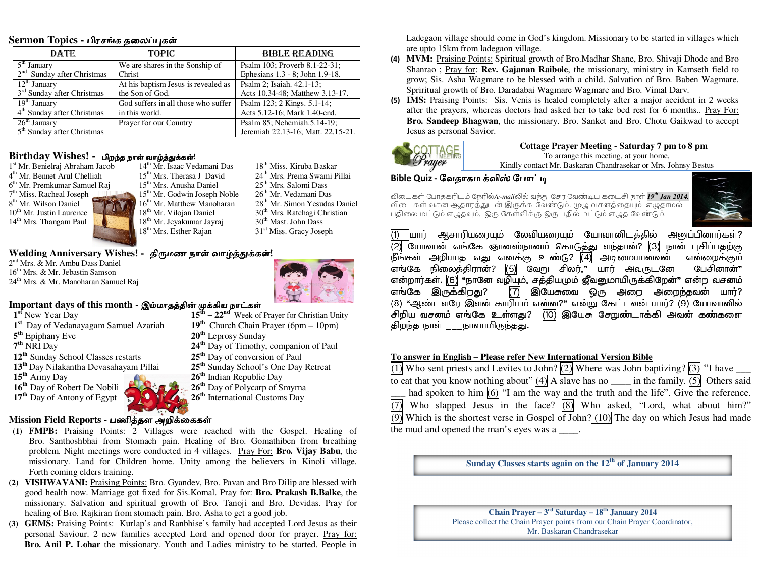## Sermon Topics - பிரசங்க தலைப்புகள்

| DATE | TOPIC | BIBLE READING |
|---|---|---|
| 5th January<br>2nd Sunday after Christmas | We are shares in the Sonship of Christ | Psalm 103; Proverb 8.1-22-31; Ephesians 1.3 - 8; John 1.9-18. |
| 12th January<br>3rd Sunday after Christmas | At his baptism Jesus is revealed as the Son of God. | Psalm 2; Isaiah. 42.1-13; Acts 10.34-48; Matthew 3.13-17. |
| 19th January<br>4th Sunday after Christmas | God suffers in all those who suffer in this world. | Psalm 123; 2 Kings. 5.1-14; Acts 5.12-16; Mark 1.40-end. |
| 26th January<br>5th Sunday after Christmas | Prayer for our Country | Psalm 85; Nehemiah.5.14-19; Jeremiah 22.13-16; Matt. 22.15-21. |

## Birthday Wishes! - பிறந்த நாள் வாழ்த்துக்கள்!

1st Mr. Benielraj Abraham Jacob
4th Mr. Bennet Arul Chelliah
6th Mr. Premkumar Samuel Raj
7th Miss. Racheal Joseph
8th Mr. Wilson Daniel
10th Mr. Justin Laurence
14th Mrs. Thangam Paul
14th Mr. Isaac Vedamani Das
15th Mrs. Therasa J David
15th Mrs. Anusha Daniel
15th Mr. Godwin Joseph Noble
16th Mr. Matthew Manoharan
18th Mr. Vilojan Daniel
18th Mr. Jeyakumar Jayraj
18th Mrs. Esther Rajan
18th Miss. Kiruba Baskar
24th Mrs. Prema Swami Pillai
25th Mrs. Salomi Dass
26th Mr. Vedamani Das
28th Mr. Simon Yesudas Daniel
30th Mrs. Ratchagi Christian
30th Mast. John Dass
31st Miss. Gracy Joseph

## Wedding Anniversary Wishes! - திருமண நாள் வாழ்த்துக்கள்!

2nd Mrs. & Mr. Ambu Dass Daniel
16th Mrs. & Mr. Jebastin Samson
24th Mrs. & Mr. Manoharan Samuel Raj

## Important days of this month - இம்மாதத்தின் முக்கிய நாட்கள்

1st New Year Day
1st Day of Vedanayagam Samuel Azariah
5th Epiphany Eve
7th NRI Day
12th Sunday School Classes restarts
13th Day Nilakantha Devasahayam Pillai
15th Army Day
16th Day of Robert De Nobili
17th Day of Antony of Egypt
15th – 22nd Week of Prayer for Christian Unity
19th Church Chain Prayer (6pm – 10pm)
20th Leprosy Sunday
24th Day of Timothy, companion of Paul
25th Day of conversion of Paul
25th Sunday School's One Day Retreat
26th Indian Republic Day
26th Day of Polycarp of Smyrna
26th International Customs Day

## Mission Field Reports - பணித்தள அறிக்கைகள்

**(1) FMPB:** Praising Points: 2 Villages were reached with the Gospel. Healing of Bro. Santhoshbhai from Stomach pain. Healing of Bro. Gomathiben from breathing problem. Night meetings were conducted in 4 villages. Pray For: **Bro. Vijay Babu**, the missionary. Land for Children home. Unity among the believers in Kinoli village. Forth coming elders training.

**(2) VISHWAVANI:** Praising Points: Bro. Gyandev, Bro. Pavan and Bro Dilip are blessed with good health now. Marriage got fixed for Sis.Komal. Pray for: **Bro. Prakash B.Balke**, the missionary. Salvation and spiritual growth of Bro. Tanoji and Bro. Devidas. Pray for healing of Bro. Rajkiran from stomach pain. Bro. Asha to get a good job.

**(3) GEMS:** Praising Points: Kurlap's and Ranbhise's family had accepted Lord Jesus as their personal Saviour. 2 new families accepted Lord and opened door for prayer. Pray for: **Bro. Anil P. Lohar** the missionary. Youth and Ladies ministry to be started. People in Ladegaon village should come in God's kingdom. Missionary to be started in villages which are upto 15km from ladegaon village.

**(4) MVM:** Praising Points: Spiritual growth of Bro.Madhar Shane, Bro. Shivaji Dhode and Bro Shanrao ; Pray for: **Rev. Gajanan Raibole**, the missionary, ministry in Kamseth field to grow; Sis. Asha Wagmare to be blessed with a child. Salvation of Bro. Baben Wagmare. Spriritual growth of Bro. Daradabai Wagmare Wagmare and Bro. Vimal Darv.

**(5) IMS:** Praising Points: Sis. Venis is healed completely after a major accident in 2 weeks after the prayers, whereas doctors had asked her to take bed rest for 6 months.. Pray For: **Bro. Sandeep Bhagwan**, the missionary. Bro. Sanket and Bro. Chotu Gaikwad to accept Jesus as personal Savior.

**Cottage Prayer Meeting - Saturday 7 pm to 8 pm**
To arrange this meeting, at your home,
Kindly contact Mr. Baskaran Chandrasekar or Mrs. Johnsy Bestus

## Bible Quiz - வேதாகம க்விஸ் போட்டி

விடைகள் போதகரிடம் நேரில்/e-mailலில் வந்து சேர வேண்டிய கடைசி நாள் ***19th Jan 2014.*** விடைகள் வசன ஆதாரத்துடன் இருக்க வேண்டும். முழு வசனத்தையும் எழுதாமல் பதிலை மட்டும் எழுதவும். ஒரு கேள்விக்கு ஒரு பதில் மட்டும் எழுத வேண்டும்.

(1) யார் ஆசாரியரையும் லேவியரையும் யோவானிடத்தில் அனுப்பினார்கள்? (2) யோவான் எங்கே ஞானஸ்நானம் கொடுத்து வந்தான்? (3) நான் புசிப்பதற்கு நீங்கள் அறியாத எது எனக்கு உண்டு? (4) அடிமையானவன் என்றைக்கும் எங்கே நிலைத்திரான்? (5) வேறு சிலர்," யார் அவருடனே பேசினான்" என்றார்கள். (6) "நானே வழியும், சத்தியமும் ஜீவனுமாயிருக்கிறேன்" என்ற வசனம் எங்கே இருக்கிறது? (7) இயேசுவை ஒரு அறை அறைந்தவன் யார்? (8) "ஆண்டவரே இவன் காரியம் என்ன?" என்று கேட்டவன் யார்? (9) யோவானில் சிறிய வசனம் எங்கே உள்ளது? (10) இயேசு சேறுண்டாக்கி அவன் கண்களை திறந்த நாள் ___நாளாயிருந்தது.

**To answer in English – Please refer New International Version Bible**

(1) Who sent priests and Levites to John? (2) Where was John baptizing? (3) "I have ___ to eat that you know nothing about" (4) A slave has no ____ in the family. (5) Others said ___ had spoken to him (6) "I am the way and the truth and the life". Give the reference. (7) Who slapped Jesus in the face? (8) Who asked, "Lord, what about him?" (9) Which is the shortest verse in Gospel of John? (10) The day on which Jesus had made the mud and opened the man's eyes was a ____.

**Sunday Classes starts again on the 12th of January 2014**

**Chain Prayer – 3rd Saturday – 18th January 2014**
Please collect the Chain Prayer points from our Chain Prayer Coordinator, Mr. Baskaran Chandrasekar